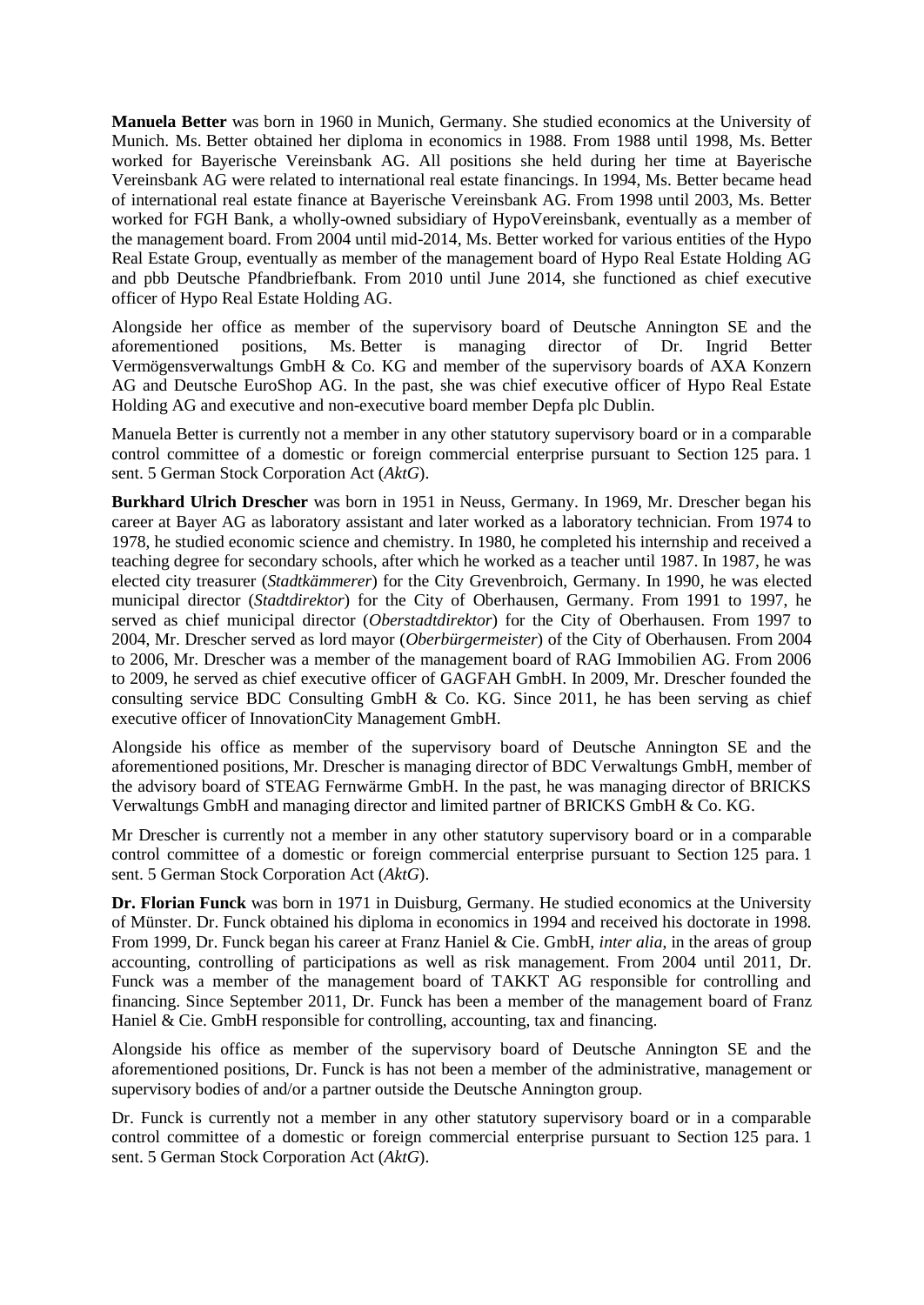**Manuela Better** was born in 1960 in Munich, Germany. She studied economics at the University of Munich. Ms. Better obtained her diploma in economics in 1988. From 1988 until 1998, Ms. Better worked for Bayerische Vereinsbank AG. All positions she held during her time at Bayerische Vereinsbank AG were related to international real estate financings. In 1994, Ms. Better became head of international real estate finance at Bayerische Vereinsbank AG. From 1998 until 2003, Ms. Better worked for FGH Bank, a wholly-owned subsidiary of HypoVereinsbank, eventually as a member of the management board. From 2004 until mid-2014, Ms. Better worked for various entities of the Hypo Real Estate Group, eventually as member of the management board of Hypo Real Estate Holding AG and pbb Deutsche Pfandbriefbank. From 2010 until June 2014, she functioned as chief executive officer of Hypo Real Estate Holding AG.

Alongside her office as member of the supervisory board of Deutsche Annington SE and the aforementioned positions, Ms. Better is managing director of Dr. Ingrid Better Vermögensverwaltungs GmbH & Co. KG and member of the supervisory boards of AXA Konzern AG and Deutsche EuroShop AG. In the past, she was chief executive officer of Hypo Real Estate Holding AG and executive and non-executive board member Depfa plc Dublin.

Manuela Better is currently not a member in any other statutory supervisory board or in a comparable control committee of a domestic or foreign commercial enterprise pursuant to Section 125 para. 1 sent. 5 German Stock Corporation Act (*AktG*).

**Burkhard Ulrich Drescher** was born in 1951 in Neuss, Germany. In 1969, Mr. Drescher began his career at Bayer AG as laboratory assistant and later worked as a laboratory technician. From 1974 to 1978, he studied economic science and chemistry. In 1980, he completed his internship and received a teaching degree for secondary schools, after which he worked as a teacher until 1987. In 1987, he was elected city treasurer (*Stadtkämmerer*) for the City Grevenbroich, Germany. In 1990, he was elected municipal director (*Stadtdirektor*) for the City of Oberhausen, Germany. From 1991 to 1997, he served as chief municipal director (*Oberstadtdirektor*) for the City of Oberhausen. From 1997 to 2004, Mr. Drescher served as lord mayor (*Oberbürgermeister*) of the City of Oberhausen. From 2004 to 2006, Mr. Drescher was a member of the management board of RAG Immobilien AG. From 2006 to 2009, he served as chief executive officer of GAGFAH GmbH. In 2009, Mr. Drescher founded the consulting service BDC Consulting GmbH & Co. KG. Since 2011, he has been serving as chief executive officer of InnovationCity Management GmbH.

Alongside his office as member of the supervisory board of Deutsche Annington SE and the aforementioned positions, Mr. Drescher is managing director of BDC Verwaltungs GmbH, member of the advisory board of STEAG Fernwärme GmbH. In the past, he was managing director of BRICKS Verwaltungs GmbH and managing director and limited partner of BRICKS GmbH & Co. KG.

Mr Drescher is currently not a member in any other statutory supervisory board or in a comparable control committee of a domestic or foreign commercial enterprise pursuant to Section 125 para. 1 sent. 5 German Stock Corporation Act (*AktG*).

**Dr. Florian Funck** was born in 1971 in Duisburg, Germany. He studied economics at the University of Münster. Dr. Funck obtained his diploma in economics in 1994 and received his doctorate in 1998. From 1999, Dr. Funck began his career at Franz Haniel & Cie. GmbH, *inter alia*, in the areas of group accounting, controlling of participations as well as risk management. From 2004 until 2011, Dr. Funck was a member of the management board of TAKKT AG responsible for controlling and financing. Since September 2011, Dr. Funck has been a member of the management board of Franz Haniel & Cie. GmbH responsible for controlling, accounting, tax and financing.

Alongside his office as member of the supervisory board of Deutsche Annington SE and the aforementioned positions, Dr. Funck is has not been a member of the administrative, management or supervisory bodies of and/or a partner outside the Deutsche Annington group.

Dr. Funck is currently not a member in any other statutory supervisory board or in a comparable control committee of a domestic or foreign commercial enterprise pursuant to Section 125 para. 1 sent. 5 German Stock Corporation Act (*AktG*).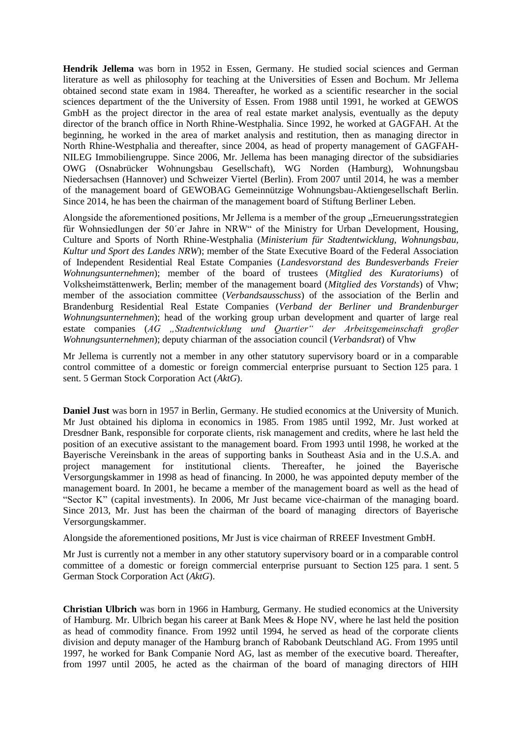**Hendrik Jellema** was born in 1952 in Essen, Germany. He studied social sciences and German literature as well as philosophy for teaching at the Universities of Essen and Bochum. Mr Jellema obtained second state exam in 1984. Thereafter, he worked as a scientific researcher in the social sciences department of the the University of Essen. From 1988 until 1991, he worked at GEWOS GmbH as the project director in the area of real estate market analysis, eventually as the deputy director of the branch office in North Rhine-Westphalia. Since 1992, he worked at GAGFAH. At the beginning, he worked in the area of market analysis and restitution, then as managing director in North Rhine-Westphalia and thereafter, since 2004, as head of property management of GAGFAH-NILEG Immobiliengruppe. Since 2006, Mr. Jellema has been managing director of the subsidiaries OWG (Osnabrücker Wohnungsbau Gesellschaft), WG Norden (Hamburg), Wohnungsbau Niedersachsen (Hannover) und Schweizer Viertel (Berlin). From 2007 until 2014, he was a member of the management board of GEWOBAG Gemeinnützige Wohnungsbau-Aktiengesellschaft Berlin. Since 2014, he has been the chairman of the management board of Stiftung Berliner Leben.

Alongside the aforementioned positions, Mr Jellema is a member of the group „Erneuerungsstrategien für Wohnsiedlungen der 50´er Jahre in NRW" of the Ministry for Urban Development, Housing, Culture and Sports of North Rhine-Westphalia (*Ministerium für Stadtentwicklung, Wohnungsbau, Kultur und Sport des Landes NRW*); member of the State Executive Board of the Federal Association of Independent Residential Real Estate Companies (*Landesvorstand des Bundesverbands Freier Wohnungsunternehmen*); member of the board of trustees (*Mitglied des Kuratoriums*) of Volksheimstättenwerk, Berlin; member of the management board (*Mitglied des Vorstands*) of Vhw; member of the association committee (*Verbandsausschuss*) of the association of the Berlin and Brandenburg Residential Real Estate Companies (*Verband der Berliner und Brandenburger Wohnungsunternehmen*); head of the working group urban development and quarter of large real estate companies (*AG „Stadtentwicklung und Quartier" der Arbeitsgemeinschaft großer Wohnungsunternehmen*); deputy chiarman of the association council (*Verbandsrat*) of Vhw

Mr Jellema is currently not a member in any other statutory supervisory board or in a comparable control committee of a domestic or foreign commercial enterprise pursuant to Section 125 para. 1 sent. 5 German Stock Corporation Act (*AktG*).

**Daniel Just** was born in 1957 in Berlin, Germany. He studied economics at the University of Munich. Mr Just obtained his diploma in economics in 1985. From 1985 until 1992, Mr. Just worked at Dresdner Bank, responsible for corporate clients, risk management and credits, where he last held the position of an executive assistant to the management board. From 1993 until 1998, he worked at the Bayerische Vereinsbank in the areas of supporting banks in Southeast Asia and in the U.S.A. and project management for institutional clients. Thereafter, he joined the Bayerische Versorgungskammer in 1998 as head of financing. In 2000, he was appointed deputy member of the management board. In 2001, he became a member of the management board as well as the head of "Sector K" (capital investments). In 2006, Mr Just became vice-chairman of the managing board. Since 2013, Mr. Just has been the chairman of the board of managing directors of Bayerische Versorgungskammer.

Alongside the aforementioned positions, Mr Just is vice chairman of RREEF Investment GmbH.

Mr Just is currently not a member in any other statutory supervisory board or in a comparable control committee of a domestic or foreign commercial enterprise pursuant to Section 125 para. 1 sent. 5 German Stock Corporation Act (*AktG*).

**Christian Ulbrich** was born in 1966 in Hamburg, Germany. He studied economics at the University of Hamburg. Mr. Ulbrich began his career at Bank Mees & Hope NV, where he last held the position as head of commodity finance. From 1992 until 1994, he served as head of the corporate clients division and deputy manager of the Hamburg branch of Rabobank Deutschland AG. From 1995 until 1997, he worked for Bank Companie Nord AG, last as member of the executive board. Thereafter, from 1997 until 2005, he acted as the chairman of the board of managing directors of HIH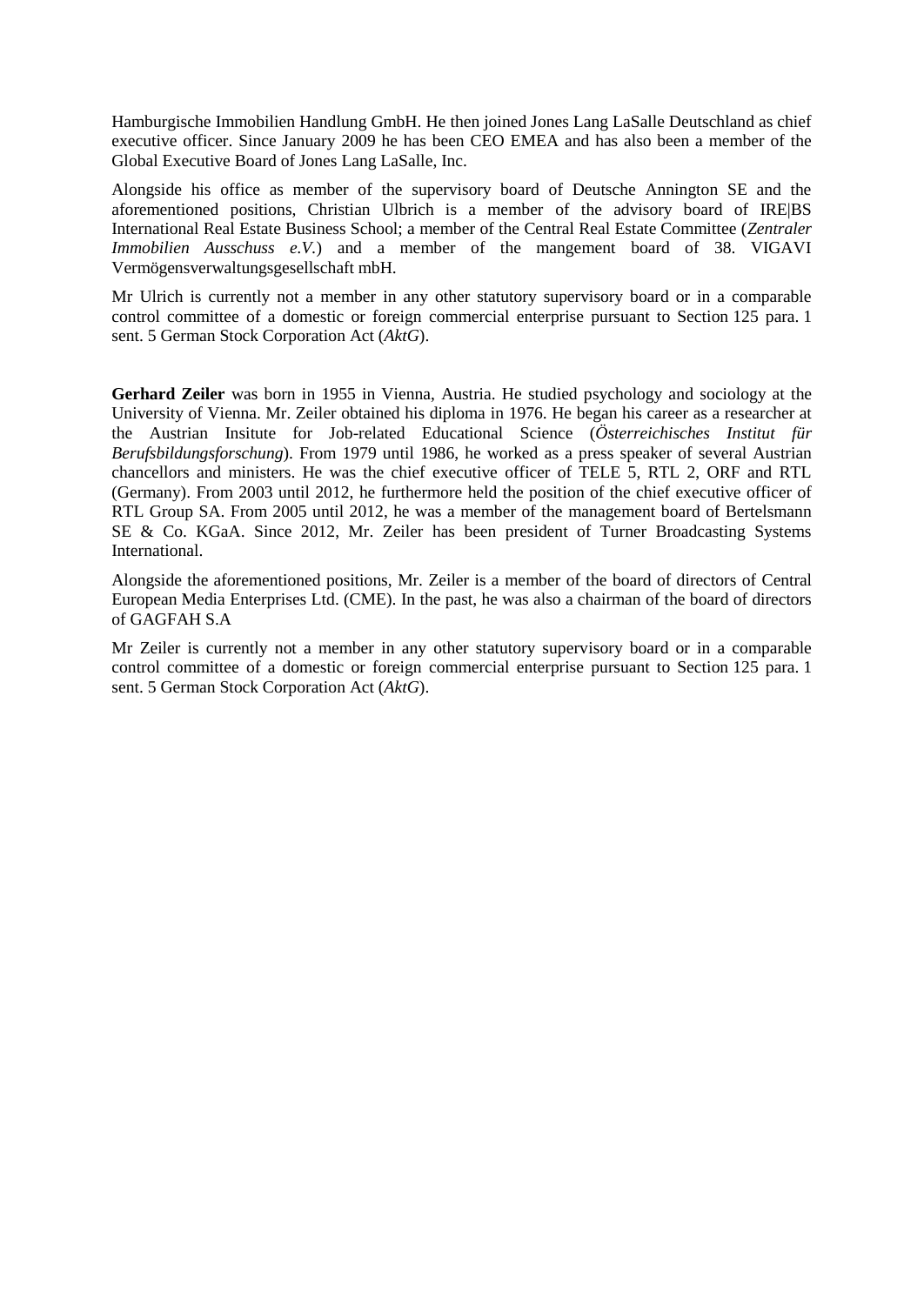Hamburgische Immobilien Handlung GmbH. He then joined Jones Lang LaSalle Deutschland as chief executive officer. Since January 2009 he has been CEO EMEA and has also been a member of the Global Executive Board of Jones Lang LaSalle, Inc.

Alongside his office as member of the supervisory board of Deutsche Annington SE and the aforementioned positions, Christian Ulbrich is a member of the advisory board of IRE|BS International Real Estate Business School; a member of the Central Real Estate Committee (*Zentraler Immobilien Ausschuss e.V.*) and a member of the mangement board of 38. VIGAVI Vermögensverwaltungsgesellschaft mbH.

Mr Ulrich is currently not a member in any other statutory supervisory board or in a comparable control committee of a domestic or foreign commercial enterprise pursuant to Section 125 para. 1 sent. 5 German Stock Corporation Act (*AktG*).

**Gerhard Zeiler** was born in 1955 in Vienna, Austria. He studied psychology and sociology at the University of Vienna. Mr. Zeiler obtained his diploma in 1976. He began his career as a researcher at the Austrian Insitute for Job-related Educational Science (*Österreichisches Institut für Berufsbildungsforschung*). From 1979 until 1986, he worked as a press speaker of several Austrian chancellors and ministers. He was the chief executive officer of TELE 5, RTL 2, ORF and RTL (Germany). From 2003 until 2012, he furthermore held the position of the chief executive officer of RTL Group SA. From 2005 until 2012, he was a member of the management board of Bertelsmann SE & Co. KGaA. Since 2012, Mr. Zeiler has been president of Turner Broadcasting Systems International.

Alongside the aforementioned positions, Mr. Zeiler is a member of the board of directors of Central European Media Enterprises Ltd. (CME). In the past, he was also a chairman of the board of directors of GAGFAH S.A

Mr Zeiler is currently not a member in any other statutory supervisory board or in a comparable control committee of a domestic or foreign commercial enterprise pursuant to Section 125 para. 1 sent. 5 German Stock Corporation Act (*AktG*).